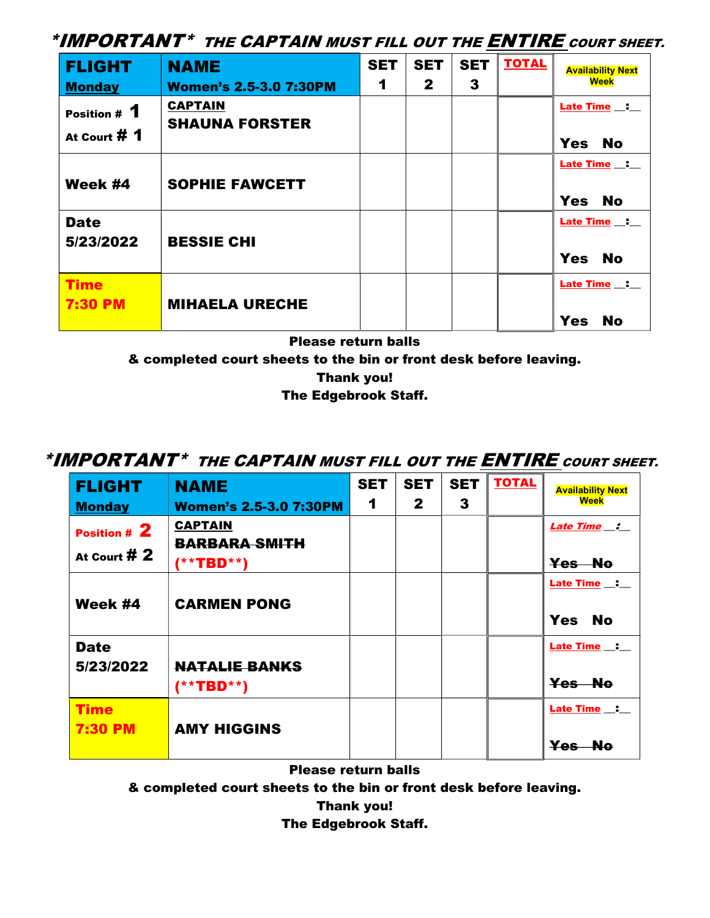***IMPORTANT*** ***THE CAPTAIN MUST FILL OUT THE ENTIRE COURT SHEET.***

| FLIGHT Monday | NAME Women's 2.5-3.0 7:30PM | SET 1 | SET 2 | SET 3 | TOTAL | Availability Next Week |
|---|---|---|---|---|---|---|
| Position # 1 At Court # 1 | CAPTAIN SHAUNA FORSTER | | | | | Late Time __:__ Yes No |
| Week #4 | SOPHIE FAWCETT | | | | | Late Time __:__ Yes No |
| Date 5/23/2022 | BESSIE CHI | | | | | Late Time __:__ Yes No |
| Time 7:30 PM | MIHAELA URECHE | | | | | Late Time __:__ Yes No |

**Please return balls**
**& completed court sheets to the bin or front desk before leaving.**
**Thank you!**
**The Edgebrook Staff.**

***IMPORTANT*** ***THE CAPTAIN MUST FILL OUT THE ENTIRE COURT SHEET.***

| FLIGHT Monday | NAME Women's 2.5-3.0 7:30PM | SET 1 | SET 2 | SET 3 | TOTAL | Availability Next Week |
|---|---|---|---|---|---|---|
| Position # 2 At Court # 2 | CAPTAIN ~~BARBARA SMITH~~ (**TBD**) | | | | | Late Time __:__ ~~Yes No~~ |
| Week #4 | CARMEN PONG | | | | | Late Time __:__ Yes No |
| Date 5/23/2022 | ~~NATALIE BANKS~~ (**TBD**) | | | | | Late Time __:__ ~~Yes No~~ |
| Time 7:30 PM | AMY HIGGINS | | | | | Late Time __:__ ~~Yes No~~ |

**Please return balls**
**& completed court sheets to the bin or front desk before leaving.**
**Thank you!**
**The Edgebrook Staff.**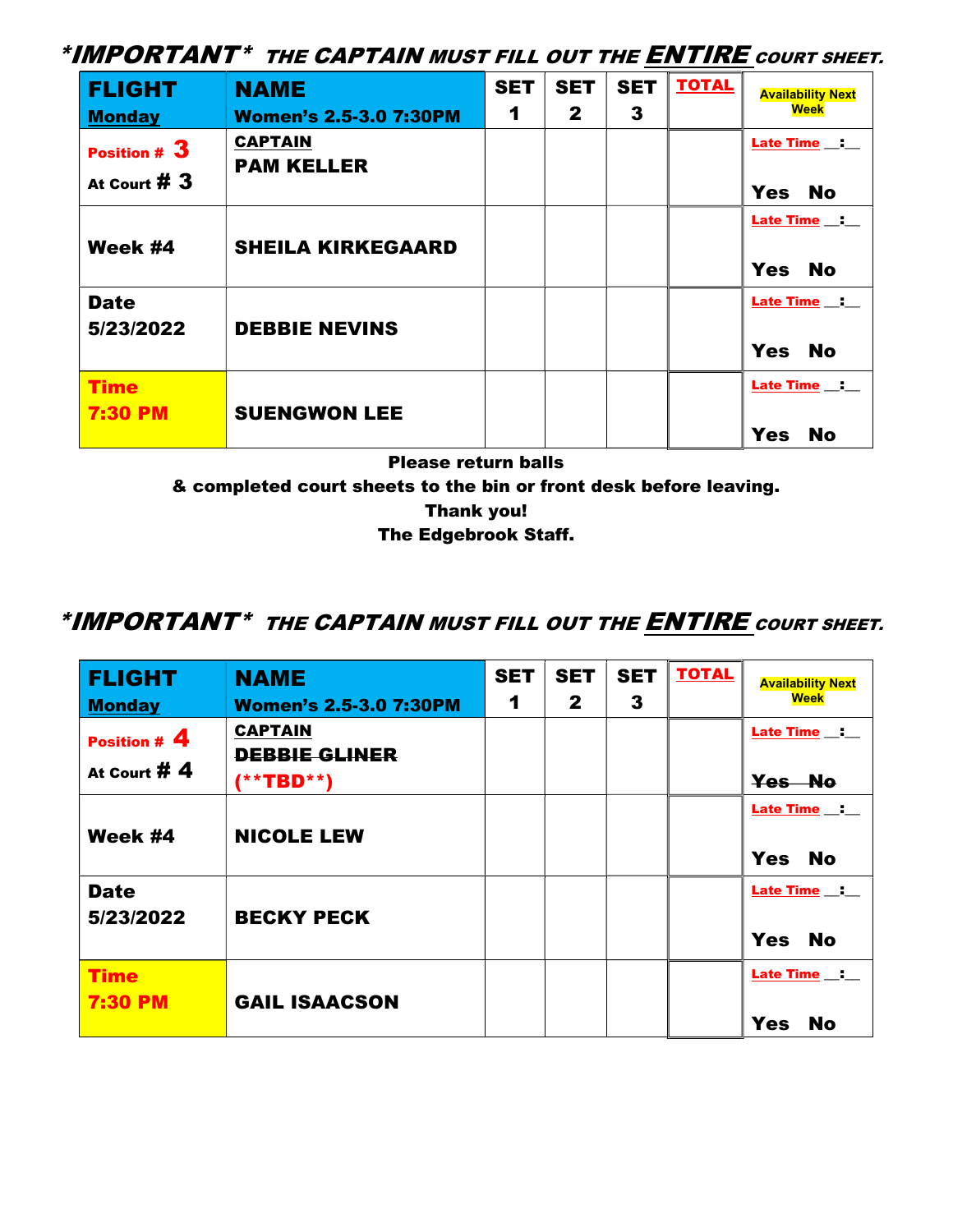***IMPORTANT*** ***THE CAPTAIN MUST FILL OUT THE <u>ENTIRE</u> COURT SHEET.***

| FLIGHT<br>Monday | NAME<br>Women's 2.5-3.0 7:30PM | SET 1 | SET 2 | SET 3 | TOTAL | Availability Next Week |
|---|---|---|---|---|---|---|
| Position # 3<br>At Court # 3 | CAPTAIN<br>PAM KELLER | | | | | Late Time __:__<br>Yes No |
| Week #4 | SHEILA KIRKEGAARD | | | | | Late Time __:__<br>Yes No |
| Date<br>5/23/2022 | DEBBIE NEVINS | | | | | Late Time __:__<br>Yes No |
| Time<br>7:30 PM | SUENGWON LEE | | | | | Late Time __:__<br>Yes No |

**Please return balls**
**& completed court sheets to the bin or front desk before leaving.**
**Thank you!**
**The Edgebrook Staff.**

***IMPORTANT*** ***THE CAPTAIN MUST FILL OUT THE <u>ENTIRE</u> COURT SHEET.***

| FLIGHT<br>Monday | NAME<br>Women's 2.5-3.0 7:30PM | SET 1 | SET 2 | SET 3 | TOTAL | Availability Next Week |
|---|---|---|---|---|---|---|
| Position # 4<br>At Court # 4 | CAPTAIN<br>~~DEBBIE GLINER~~<br>(**TBD**) | | | | | Late Time __:__<br>~~Yes No~~ |
| Week #4 | NICOLE LEW | | | | | Late Time __:__<br>Yes No |
| Date<br>5/23/2022 | BECKY PECK | | | | | Late Time __:__<br>Yes No |
| Time<br>7:30 PM | GAIL ISAACSON | | | | | Late Time __:__<br>Yes No |